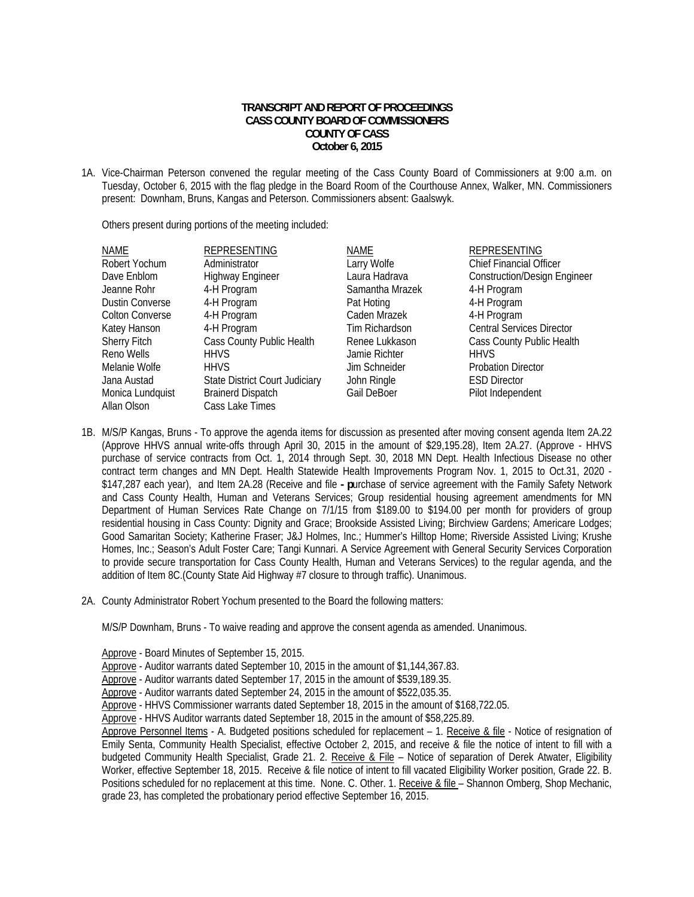**TRANSCRIPT AND REPORT OF PROCEEDINGS**
**CASS COUNTY BOARD OF COMMISSIONERS**
**COUNTY OF CASS**
**October 6, 2015**

1A. Vice-Chairman Peterson convened the regular meeting of the Cass County Board of Commissioners at 9:00 a.m. on Tuesday, October 6, 2015 with the flag pledge in the Board Room of the Courthouse Annex, Walker, MN. Commissioners present: Downham, Bruns, Kangas and Peterson. Commissioners absent: Gaalswyk.

Others present during portions of the meeting included:

| NAME | REPRESENTING | NAME | REPRESENTING |
|---|---|---|---|
| Robert Yochum | Administrator | Larry Wolfe | Chief Financial Officer |
| Dave Enblom | Highway Engineer | Laura Hadrava | Construction/Design Engineer |
| Jeanne Rohr | 4-H Program | Samantha Mrazek | 4-H Program |
| Dustin Converse | 4-H Program | Pat Hoting | 4-H Program |
| Colton Converse | 4-H Program | Caden Mrazek | 4-H Program |
| Katey Hanson | 4-H Program | Tim Richardson | Central Services Director |
| Sherry Fitch | Cass County Public Health | Renee Lukkason | Cass County Public Health |
| Reno Wells | HHVS | Jamie Richter | HHVS |
| Melanie Wolfe | HHVS | Jim Schneider | Probation Director |
| Jana Austad | State District Court Judiciary | John Ringle | ESD Director |
| Monica Lundquist | Brainerd Dispatch | Gail DeBoer | Pilot Independent |
| Allan Olson | Cass Lake Times | | |

1B. M/S/P Kangas, Bruns - To approve the agenda items for discussion as presented after moving consent agenda Item 2A.22 (Approve HHVS annual write-offs through April 30, 2015 in the amount of $29,195.28), Item 2A.27. (Approve - HHVS purchase of service contracts from Oct. 1, 2014 through Sept. 30, 2018 MN Dept. Health Infectious Disease no other contract term changes and MN Dept. Health Statewide Health Improvements Program Nov. 1, 2015 to Oct.31, 2020 - $147,287 each year), and Item 2A.28 (Receive and file **- p**urchase of service agreement with the Family Safety Network and Cass County Health, Human and Veterans Services; Group residential housing agreement amendments for MN Department of Human Services Rate Change on 7/1/15 from $189.00 to $194.00 per month for providers of group residential housing in Cass County: Dignity and Grace; Brookside Assisted Living; Birchview Gardens; Americare Lodges; Good Samaritan Society; Katherine Fraser; J&J Holmes, Inc.; Hummer's Hilltop Home; Riverside Assisted Living; Krushe Homes, Inc.; Season's Adult Foster Care; Tangi Kunnari. A Service Agreement with General Security Services Corporation to provide secure transportation for Cass County Health, Human and Veterans Services) to the regular agenda, and the addition of Item 8C.(County State Aid Highway #7 closure to through traffic). Unanimous.

2A. County Administrator Robert Yochum presented to the Board the following matters:

M/S/P Downham, Bruns - To waive reading and approve the consent agenda as amended. Unanimous.

Approve - Board Minutes of September 15, 2015.
Approve - Auditor warrants dated September 10, 2015 in the amount of $1,144,367.83.
Approve - Auditor warrants dated September 17, 2015 in the amount of $539,189.35.
Approve - Auditor warrants dated September 24, 2015 in the amount of $522,035.35.
Approve - HHVS Commissioner warrants dated September 18, 2015 in the amount of $168,722.05.
Approve - HHVS Auditor warrants dated September 18, 2015 in the amount of $58,225.89.
Approve Personnel Items - A. Budgeted positions scheduled for replacement – 1. Receive & file - Notice of resignation of Emily Senta, Community Health Specialist, effective October 2, 2015, and receive & file the notice of intent to fill with a budgeted Community Health Specialist, Grade 21. 2. Receive & File – Notice of separation of Derek Atwater, Eligibility Worker, effective September 18, 2015. Receive & file notice of intent to fill vacated Eligibility Worker position, Grade 22. B. Positions scheduled for no replacement at this time. None. C. Other. 1. Receive & file – Shannon Omberg, Shop Mechanic, grade 23, has completed the probationary period effective September 16, 2015.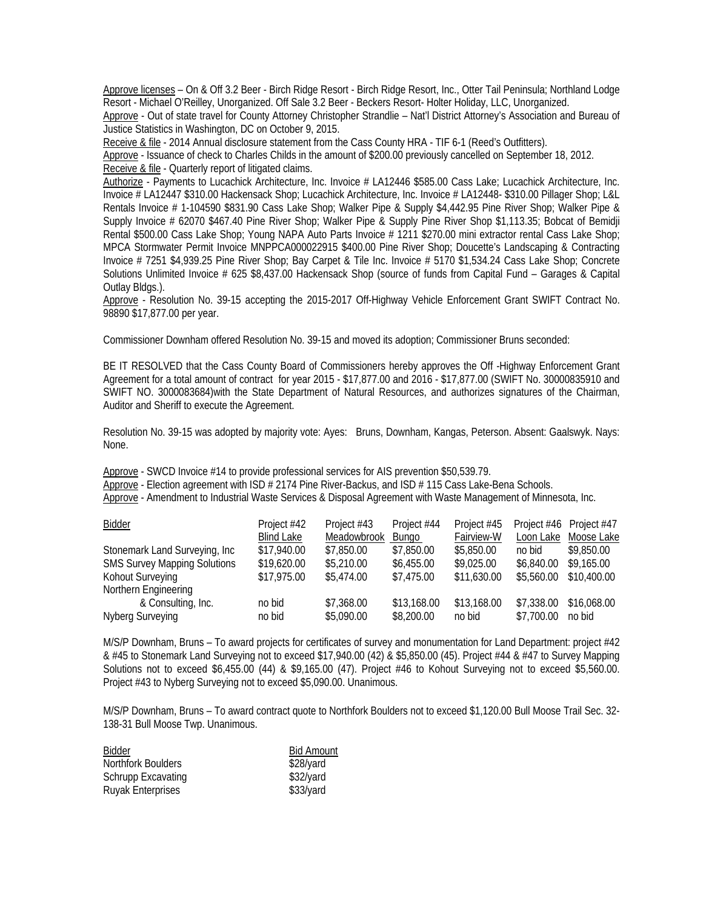<u>Approve licenses</u> – On & Off 3.2 Beer - Birch Ridge Resort - Birch Ridge Resort, Inc., Otter Tail Peninsula; Northland Lodge Resort - Michael O'Reilley, Unorganized. Off Sale 3.2 Beer - Beckers Resort- Holter Holiday, LLC, Unorganized.

<u>Approve</u> - Out of state travel for County Attorney Christopher Strandlie – Nat'l District Attorney's Association and Bureau of Justice Statistics in Washington, DC on October 9, 2015.

<u>Receive & file</u> - 2014 Annual disclosure statement from the Cass County HRA - TIF 6-1 (Reed's Outfitters).

<u>Approve</u> - Issuance of check to Charles Childs in the amount of $200.00 previously cancelled on September 18, 2012.

<u>Receive & file</u> - Quarterly report of litigated claims.

<u>Authorize</u> - Payments to Lucachick Architecture, Inc. Invoice # LA12446 $585.00 Cass Lake; Lucachick Architecture, Inc. Invoice # LA12447 $310.00 Hackensack Shop; Lucachick Architecture, Inc. Invoice # LA12448- $310.00 Pillager Shop; L&L Rentals Invoice # 1-104590 $831.90 Cass Lake Shop; Walker Pipe & Supply $4,442.95 Pine River Shop; Walker Pipe & Supply Invoice # 62070 $467.40 Pine River Shop; Walker Pipe & Supply Pine River Shop $1,113.35; Bobcat of Bemidji Rental $500.00 Cass Lake Shop; Young NAPA Auto Parts Invoice # 1211 $270.00 mini extractor rental Cass Lake Shop; MPCA Stormwater Permit Invoice MNPPCA000022915 $400.00 Pine River Shop; Doucette's Landscaping & Contracting Invoice # 7251 $4,939.25 Pine River Shop; Bay Carpet & Tile Inc. Invoice # 5170 $1,534.24 Cass Lake Shop; Concrete Solutions Unlimited Invoice # 625 $8,437.00 Hackensack Shop (source of funds from Capital Fund – Garages & Capital Outlay Bldgs.).

<u>Approve</u> - Resolution No. 39-15 accepting the 2015-2017 Off-Highway Vehicle Enforcement Grant SWIFT Contract No. 98890 $17,877.00 per year.

Commissioner Downham offered Resolution No. 39-15 and moved its adoption; Commissioner Bruns seconded:

BE IT RESOLVED that the Cass County Board of Commissioners hereby approves the Off -Highway Enforcement Grant Agreement for a total amount of contract for year 2015 - $17,877.00 and 2016 - $17,877.00 (SWIFT No. 30000835910 and SWIFT NO. 3000083684)with the State Department of Natural Resources, and authorizes signatures of the Chairman, Auditor and Sheriff to execute the Agreement.

Resolution No. 39-15 was adopted by majority vote: Ayes: Bruns, Downham, Kangas, Peterson. Absent: Gaalswyk. Nays: None.

<u>Approve</u> - SWCD Invoice #14 to provide professional services for AIS prevention $50,539.79.

<u>Approve</u> - Election agreement with ISD # 2174 Pine River-Backus, and ISD # 115 Cass Lake-Bena Schools.

<u>Approve</u> - Amendment to Industrial Waste Services & Disposal Agreement with Waste Management of Minnesota, Inc.

| Bidder | Project #42 Blind Lake | Project #43 Meadowbrook | Project #44 Bungo | Project #45 Fairview-W | Project #46 Loon Lake | Project #47 Moose Lake |
|---|---|---|---|---|---|---|
| Stonemark Land Surveying, Inc | $17,940.00 | $7,850.00 | $7,850.00 | $5,850.00 | no bid | $9,850.00 |
| SMS Survey Mapping Solutions | $19,620.00 | $5,210.00 | $6,455.00 | $9,025.00 | $6,840.00 | $9,165.00 |
| Kohout Surveying | $17,975.00 | $5,474.00 | $7,475.00 | $11,630.00 | $5,560.00 | $10,400.00 |
| Northern Engineering & Consulting, Inc. | no bid | $7,368.00 | $13,168.00 | $13,168.00 | $7,338.00 | $16,068.00 |
| Nyberg Surveying | no bid | $5,090.00 | $8,200.00 | no bid | $7,700.00 | no bid |

M/S/P Downham, Bruns – To award projects for certificates of survey and monumentation for Land Department: project #42 & #45 to Stonemark Land Surveying not to exceed $17,940.00 (42) & $5,850.00 (45). Project #44 & #47 to Survey Mapping Solutions not to exceed $6,455.00 (44) & $9,165.00 (47). Project #46 to Kohout Surveying not to exceed $5,560.00. Project #43 to Nyberg Surveying not to exceed $5,090.00. Unanimous.

M/S/P Downham, Bruns – To award contract quote to Northfork Boulders not to exceed $1,120.00 Bull Moose Trail Sec. 32-138-31 Bull Moose Twp. Unanimous.

| Bidder | Bid Amount |
|---|---|
| Northfork Boulders | $28/yard |
| Schrupp Excavating | $32/yard |
| Ruyak Enterprises | $33/yard |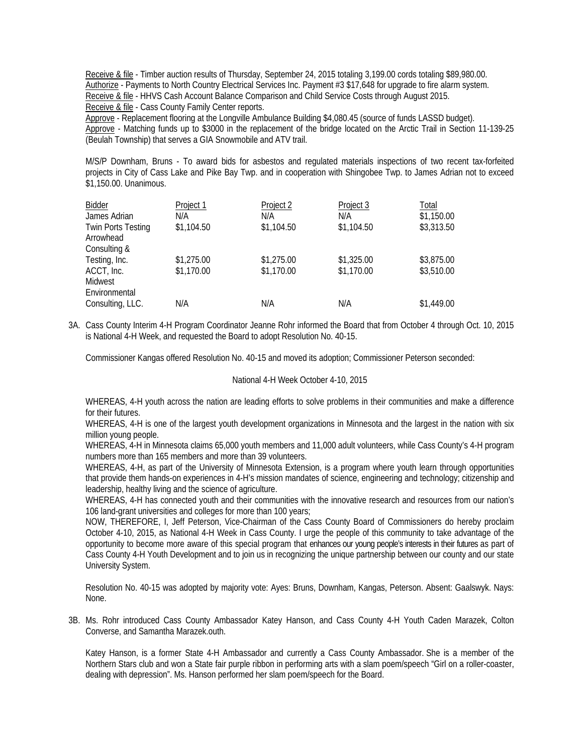Receive & file - Timber auction results of Thursday, September 24, 2015 totaling 3,199.00 cords totaling $89,980.00.
Authorize - Payments to North Country Electrical Services Inc. Payment #3 $17,648 for upgrade to fire alarm system.
Receive & file - HHVS Cash Account Balance Comparison and Child Service Costs through August 2015.
Receive & file - Cass County Family Center reports.
Approve - Replacement flooring at the Longville Ambulance Building $4,080.45 (source of funds LASSD budget).
Approve - Matching funds up to $3000 in the replacement of the bridge located on the Arctic Trail in Section 11-139-25 (Beulah Township) that serves a GIA Snowmobile and ATV trail.

M/S/P Downham, Bruns - To award bids for asbestos and regulated materials inspections of two recent tax-forfeited projects in City of Cass Lake and Pike Bay Twp. and in cooperation with Shingobee Twp. to James Adrian not to exceed $1,150.00. Unanimous.

| Bidder | Project 1 | Project 2 | Project 3 | Total |
|---|---|---|---|---|
| James Adrian | N/A | N/A | N/A | $1,150.00 |
| Twin Ports Testing | $1,104.50 | $1,104.50 | $1,104.50 | $3,313.50 |
| Arrowhead Consulting & Testing, Inc. | $1,275.00 | $1,275.00 | $1,325.00 | $3,875.00 |
| ACCT, Inc. | $1,170.00 | $1,170.00 | $1,170.00 | $3,510.00 |
| Midwest Environmental Consulting, LLC. | N/A | N/A | N/A | $1,449.00 |

3A. Cass County Interim 4-H Program Coordinator Jeanne Rohr informed the Board that from October 4 through Oct. 10, 2015 is National 4-H Week, and requested the Board to adopt Resolution No. 40-15.

Commissioner Kangas offered Resolution No. 40-15 and moved its adoption; Commissioner Peterson seconded:

National 4-H Week October 4-10, 2015

WHEREAS, 4-H youth across the nation are leading efforts to solve problems in their communities and make a difference for their futures.
WHEREAS, 4-H is one of the largest youth development organizations in Minnesota and the largest in the nation with six million young people.
WHEREAS, 4-H in Minnesota claims 65,000 youth members and 11,000 adult volunteers, while Cass County's 4-H program numbers more than 165 members and more than 39 volunteers.
WHEREAS, 4-H, as part of the University of Minnesota Extension, is a program where youth learn through opportunities that provide them hands-on experiences in 4-H's mission mandates of science, engineering and technology; citizenship and leadership, healthy living and the science of agriculture.
WHEREAS, 4-H has connected youth and their communities with the innovative research and resources from our nation's 106 land-grant universities and colleges for more than 100 years;
NOW, THEREFORE, I, Jeff Peterson, Vice-Chairman of the Cass County Board of Commissioners do hereby proclaim October 4-10, 2015, as National 4-H Week in Cass County. I urge the people of this community to take advantage of the opportunity to become more aware of this special program that enhances our young people's interests in their futures as part of Cass County 4-H Youth Development and to join us in recognizing the unique partnership between our county and our state University System.

Resolution No. 40-15 was adopted by majority vote: Ayes: Bruns, Downham, Kangas, Peterson. Absent: Gaalswyk. Nays: None.

3B. Ms. Rohr introduced Cass County Ambassador Katey Hanson, and Cass County 4-H Youth Caden Marazek, Colton Converse, and Samantha Marazek.outh.

Katey Hanson, is a former State 4-H Ambassador and currently a Cass County Ambassador. She is a member of the Northern Stars club and won a State fair purple ribbon in performing arts with a slam poem/speech "Girl on a roller-coaster, dealing with depression". Ms. Hanson performed her slam poem/speech for the Board.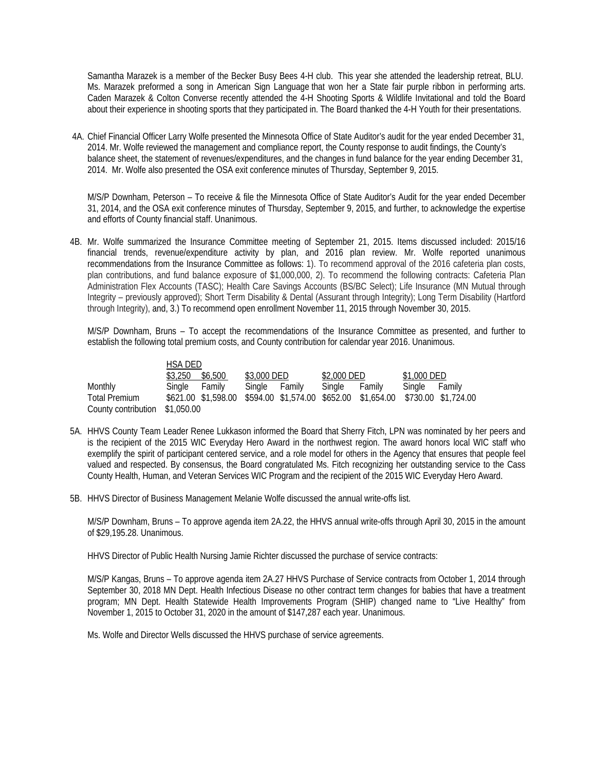Samantha Marazek is a member of the Becker Busy Bees 4-H club. This year she attended the leadership retreat, BLU. Ms. Marazek preformed a song in American Sign Language that won her a State fair purple ribbon in performing arts. Caden Marazek & Colton Converse recently attended the 4-H Shooting Sports & Wildlife Invitational and told the Board about their experience in shooting sports that they participated in. The Board thanked the 4-H Youth for their presentations.

4A. Chief Financial Officer Larry Wolfe presented the Minnesota Office of State Auditor's audit for the year ended December 31, 2014. Mr. Wolfe reviewed the management and compliance report, the County response to audit findings, the County's balance sheet, the statement of revenues/expenditures, and the changes in fund balance for the year ending December 31, 2014. Mr. Wolfe also presented the OSA exit conference minutes of Thursday, September 9, 2015.

M/S/P Downham, Peterson – To receive & file the Minnesota Office of State Auditor's Audit for the year ended December 31, 2014, and the OSA exit conference minutes of Thursday, September 9, 2015, and further, to acknowledge the expertise and efforts of County financial staff. Unanimous.

4B. Mr. Wolfe summarized the Insurance Committee meeting of September 21, 2015. Items discussed included: 2015/16 financial trends, revenue/expenditure activity by plan, and 2016 plan review. Mr. Wolfe reported unanimous recommendations from the Insurance Committee as follows: 1). To recommend approval of the 2016 cafeteria plan costs, plan contributions, and fund balance exposure of $1,000,000, 2). To recommend the following contracts: Cafeteria Plan Administration Flex Accounts (TASC); Health Care Savings Accounts (BS/BC Select); Life Insurance (MN Mutual through Integrity – previously approved); Short Term Disability & Dental (Assurant through Integrity); Long Term Disability (Hartford through Integrity), and, 3.) To recommend open enrollment November 11, 2015 through November 30, 2015.

M/S/P Downham, Bruns – To accept the recommendations of the Insurance Committee as presented, and further to establish the following total premium costs, and County contribution for calendar year 2016. Unanimous.

| | HSA DED | | | | | | | |
|---|---|---|---|---|---|---|---|---|
| | $3,250 | $6,500 | $3,000 DED | | $2,000 DED | | $1,000 DED | |
| Monthly | Single | Family | Single | Family | Single | Family | Single | Family |
| Total Premium | $621.00 | $1,598.00 | $594.00 | $1,574.00 | $652.00 | $1,654.00 | $730.00 | $1,724.00 |
| County contribution | $1,050.00 | | | | | | | |

5A. HHVS County Team Leader Renee Lukkason informed the Board that Sherry Fitch, LPN was nominated by her peers and is the recipient of the 2015 WIC Everyday Hero Award in the northwest region. The award honors local WIC staff who exemplify the spirit of participant centered service, and a role model for others in the Agency that ensures that people feel valued and respected. By consensus, the Board congratulated Ms. Fitch recognizing her outstanding service to the Cass County Health, Human, and Veteran Services WIC Program and the recipient of the 2015 WIC Everyday Hero Award.

5B. HHVS Director of Business Management Melanie Wolfe discussed the annual write-offs list.

M/S/P Downham, Bruns – To approve agenda item 2A.22, the HHVS annual write-offs through April 30, 2015 in the amount of $29,195.28. Unanimous.

HHVS Director of Public Health Nursing Jamie Richter discussed the purchase of service contracts:

M/S/P Kangas, Bruns – To approve agenda item 2A.27 HHVS Purchase of Service contracts from October 1, 2014 through September 30, 2018 MN Dept. Health Infectious Disease no other contract term changes for babies that have a treatment program; MN Dept. Health Statewide Health Improvements Program (SHIP) changed name to "Live Healthy" from November 1, 2015 to October 31, 2020 in the amount of $147,287 each year. Unanimous.

Ms. Wolfe and Director Wells discussed the HHVS purchase of service agreements.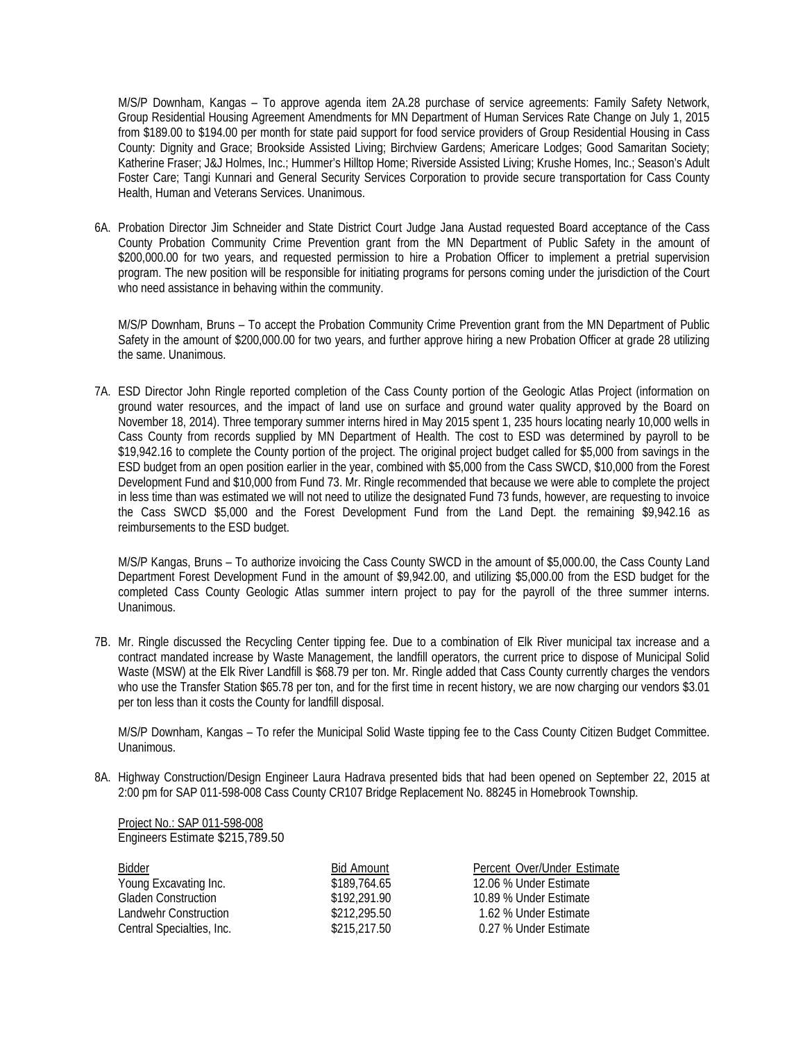M/S/P Downham, Kangas – To approve agenda item 2A.28 purchase of service agreements: Family Safety Network, Group Residential Housing Agreement Amendments for MN Department of Human Services Rate Change on July 1, 2015 from $189.00 to $194.00 per month for state paid support for food service providers of Group Residential Housing in Cass County: Dignity and Grace; Brookside Assisted Living; Birchview Gardens; Americare Lodges; Good Samaritan Society; Katherine Fraser; J&J Holmes, Inc.; Hummer's Hilltop Home; Riverside Assisted Living; Krushe Homes, Inc.; Season's Adult Foster Care; Tangi Kunnari and General Security Services Corporation to provide secure transportation for Cass County Health, Human and Veterans Services. Unanimous.

6A. Probation Director Jim Schneider and State District Court Judge Jana Austad requested Board acceptance of the Cass County Probation Community Crime Prevention grant from the MN Department of Public Safety in the amount of $200,000.00 for two years, and requested permission to hire a Probation Officer to implement a pretrial supervision program. The new position will be responsible for initiating programs for persons coming under the jurisdiction of the Court who need assistance in behaving within the community.

M/S/P Downham, Bruns – To accept the Probation Community Crime Prevention grant from the MN Department of Public Safety in the amount of $200,000.00 for two years, and further approve hiring a new Probation Officer at grade 28 utilizing the same. Unanimous.

7A. ESD Director John Ringle reported completion of the Cass County portion of the Geologic Atlas Project (information on ground water resources, and the impact of land use on surface and ground water quality approved by the Board on November 18, 2014). Three temporary summer interns hired in May 2015 spent 1, 235 hours locating nearly 10,000 wells in Cass County from records supplied by MN Department of Health. The cost to ESD was determined by payroll to be $19,942.16 to complete the County portion of the project. The original project budget called for $5,000 from savings in the ESD budget from an open position earlier in the year, combined with $5,000 from the Cass SWCD, $10,000 from the Forest Development Fund and $10,000 from Fund 73. Mr. Ringle recommended that because we were able to complete the project in less time than was estimated we will not need to utilize the designated Fund 73 funds, however, are requesting to invoice the Cass SWCD $5,000 and the Forest Development Fund from the Land Dept. the remaining $9,942.16 as reimbursements to the ESD budget.

M/S/P Kangas, Bruns – To authorize invoicing the Cass County SWCD in the amount of $5,000.00, the Cass County Land Department Forest Development Fund in the amount of $9,942.00, and utilizing $5,000.00 from the ESD budget for the completed Cass County Geologic Atlas summer intern project to pay for the payroll of the three summer interns. Unanimous.

7B. Mr. Ringle discussed the Recycling Center tipping fee. Due to a combination of Elk River municipal tax increase and a contract mandated increase by Waste Management, the landfill operators, the current price to dispose of Municipal Solid Waste (MSW) at the Elk River Landfill is $68.79 per ton. Mr. Ringle added that Cass County currently charges the vendors who use the Transfer Station $65.78 per ton, and for the first time in recent history, we are now charging our vendors $3.01 per ton less than it costs the County for landfill disposal.

M/S/P Downham, Kangas – To refer the Municipal Solid Waste tipping fee to the Cass County Citizen Budget Committee. Unanimous.

8A. Highway Construction/Design Engineer Laura Hadrava presented bids that had been opened on September 22, 2015 at 2:00 pm for SAP 011-598-008 Cass County CR107 Bridge Replacement No. 88245 in Homebrook Township.

Project No.: SAP 011-598-008
Engineers Estimate $215,789.50

| Bidder | Bid Amount | Percent Over/Under Estimate |
|---|---|---|
| Young Excavating Inc. | $189,764.65 | 12.06 % Under Estimate |
| Gladen Construction | $192,291.90 | 10.89 % Under Estimate |
| Landwehr Construction | $212,295.50 | 1.62 % Under Estimate |
| Central Specialties, Inc. | $215,217.50 | 0.27 % Under Estimate |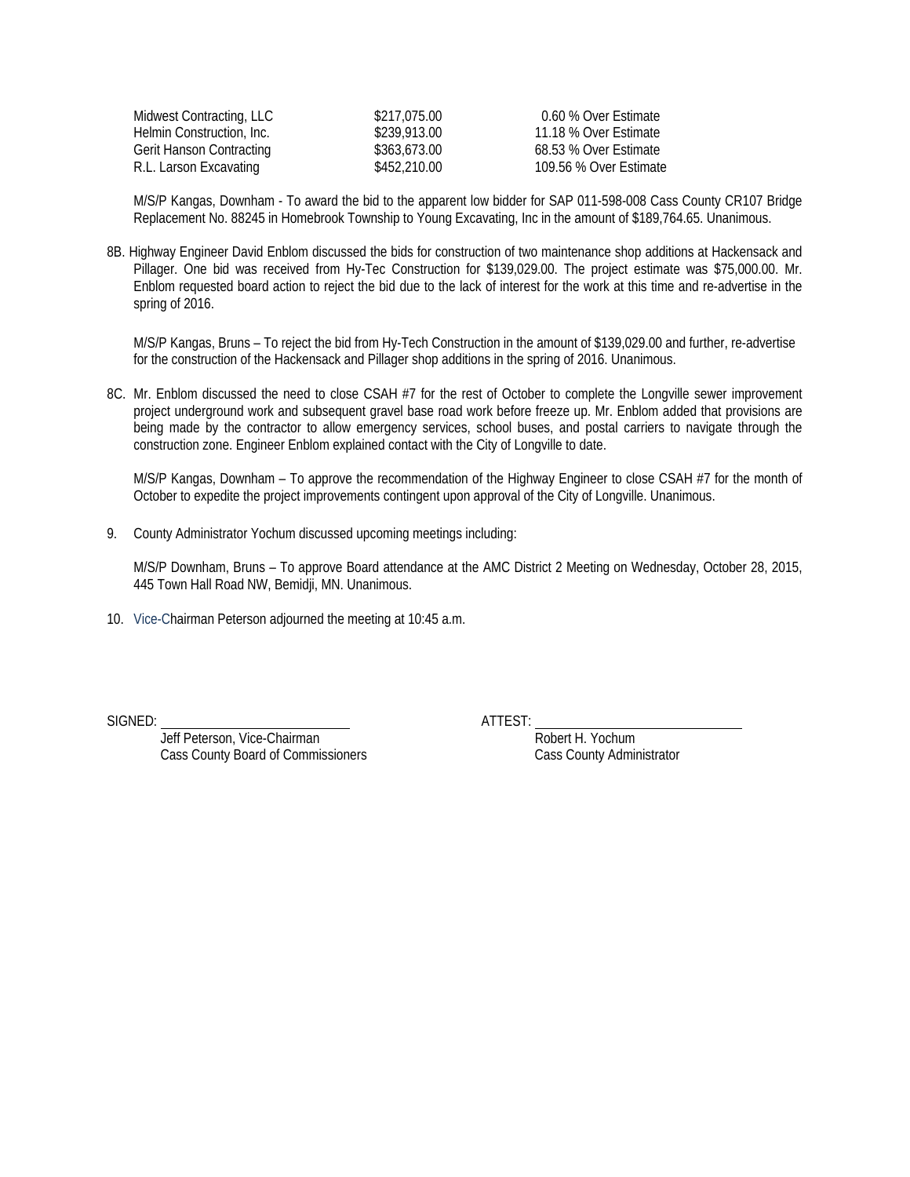| | | |
|---|---|---|
| Midwest Contracting, LLC | $217,075.00 | 0.60 % Over Estimate |
| Helmin Construction, Inc. | $239,913.00 | 11.18 % Over Estimate |
| Gerit Hanson Contracting | $363,673.00 | 68.53 % Over Estimate |
| R.L. Larson Excavating | $452,210.00 | 109.56 % Over Estimate |

M/S/P Kangas, Downham - To award the bid to the apparent low bidder for SAP 011-598-008 Cass County CR107 Bridge Replacement No. 88245 in Homebrook Township to Young Excavating, Inc in the amount of $189,764.65. Unanimous.

8B. Highway Engineer David Enblom discussed the bids for construction of two maintenance shop additions at Hackensack and Pillager. One bid was received from Hy-Tec Construction for $139,029.00. The project estimate was $75,000.00. Mr. Enblom requested board action to reject the bid due to the lack of interest for the work at this time and re-advertise in the spring of 2016.

M/S/P Kangas, Bruns – To reject the bid from Hy-Tech Construction in the amount of $139,029.00 and further, re-advertise for the construction of the Hackensack and Pillager shop additions in the spring of 2016. Unanimous.

8C. Mr. Enblom discussed the need to close CSAH #7 for the rest of October to complete the Longville sewer improvement project underground work and subsequent gravel base road work before freeze up. Mr. Enblom added that provisions are being made by the contractor to allow emergency services, school buses, and postal carriers to navigate through the construction zone. Engineer Enblom explained contact with the City of Longville to date.

M/S/P Kangas, Downham – To approve the recommendation of the Highway Engineer to close CSAH #7 for the month of October to expedite the project improvements contingent upon approval of the City of Longville. Unanimous.

9. County Administrator Yochum discussed upcoming meetings including:

M/S/P Downham, Bruns – To approve Board attendance at the AMC District 2 Meeting on Wednesday, October 28, 2015, 445 Town Hall Road NW, Bemidji, MN. Unanimous.

10. Vice-Chairman Peterson adjourned the meeting at 10:45 a.m.

SIGNED: ____________________________
Jeff Peterson, Vice-Chairman
Cass County Board of Commissioners

ATTEST: ____________________________
Robert H. Yochum
Cass County Administrator